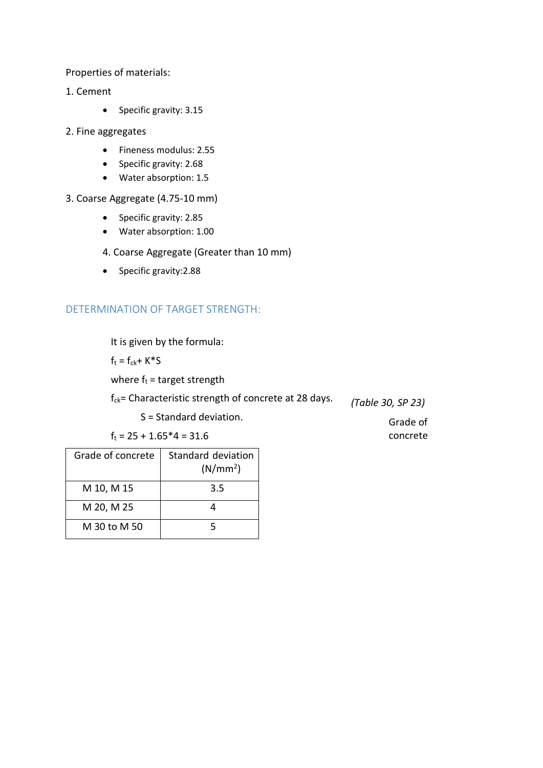Properties of materials:

1. Cement
    - Specific gravity: 3.15
2. Fine aggregates
    - Fineness modulus: 2.55
    - Specific gravity: 2.68
    - Water absorption: 1.5
3. Coarse Aggregate (4.75-10 mm)
    - Specific gravity: 2.85
    - Water absorption: 1.00
4. Coarse Aggregate (Greater than 10 mm)
    - Specific gravity:2.88

## DETERMINATION OF TARGET STRENGTH:

It is given by the formula:

$f_t = f_{ck} + K*S$

where $f_t$ = target strength

$f_{ck}$= Characteristic strength of concrete at 28 days.

S = Standard deviation.

$f_t = 25 + 1.65*4 = 31.6$

*(Table 30, SP 23)*

Grade of concrete

| Grade of concrete | Standard deviation ($N/mm^2$) |
|---|---|
| M 10, M 15 | 3.5 |
| M 20, M 25 | 4 |
| M 30 to M 50 | 5 |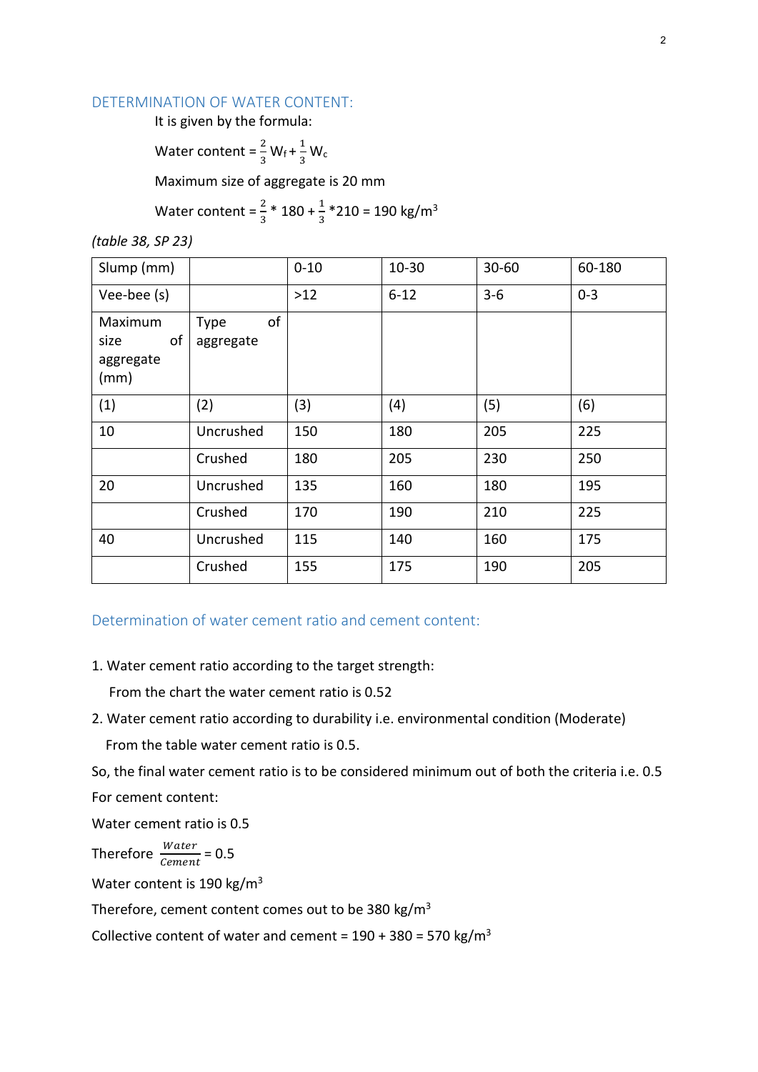## DETERMINATION OF WATER CONTENT:

It is given by the formula:

Water content = $\frac{2}{3}$ $W_f$ + $\frac{1}{3}$ $W_c$

Maximum size of aggregate is 20 mm

Water content = $\frac{2}{3}$ * 180 + $\frac{1}{3}$ *210 = 190 kg/m$^3$

*(table 38, SP 23)*

| Slump (mm) | | 0-10 | 10-30 | 30-60 | 60-180 |
|---|---|---|---|---|---|
| Vee-bee (s) | | >12 | 6-12 | 3-6 | 0-3 |
| Maximum size of aggregate (mm) | Type of aggregate | | | | |
| (1) | (2) | (3) | (4) | (5) | (6) |
| 10 | Uncrushed | 150 | 180 | 205 | 225 |
| | Crushed | 180 | 205 | 230 | 250 |
| 20 | Uncrushed | 135 | 160 | 180 | 195 |
| | Crushed | 170 | 190 | 210 | 225 |
| 40 | Uncrushed | 115 | 140 | 160 | 175 |
| | Crushed | 155 | 175 | 190 | 205 |

## Determination of water cement ratio and cement content:

1. Water cement ratio according to the target strength:

   From the chart the water cement ratio is 0.52

2. Water cement ratio according to durability i.e. environmental condition (Moderate)

   From the table water cement ratio is 0.5.

So, the final water cement ratio is to be considered minimum out of both the criteria i.e. 0.5

For cement content:

Water cement ratio is 0.5

Therefore $\frac{Water}{Cement}$ = 0.5

Water content is 190 kg/m$^3$

Therefore, cement content comes out to be 380 kg/m$^3$

Collective content of water and cement = 190 + 380 = 570 kg/m$^3$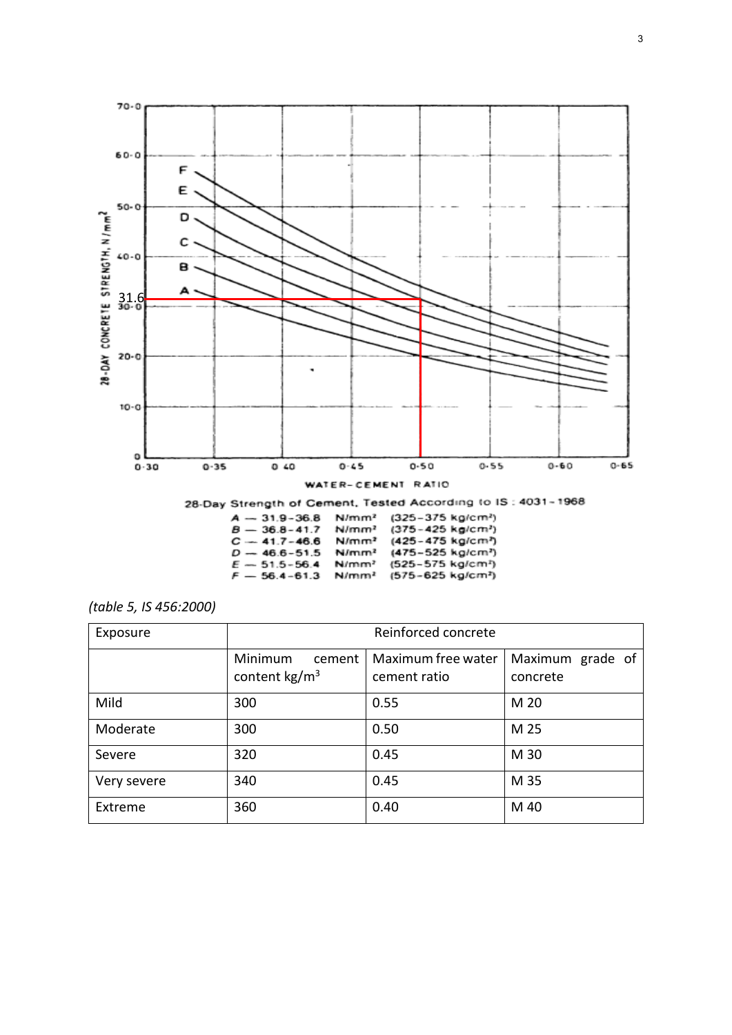28-Day Strength of Cement, Tested According to IS : 4031 - 1968

A — 31.9 - 36.8 N/mm² (325 - 375 kg/cm²)
B — 36.8 - 41.7 N/mm² (375 - 425 kg/cm²)
C — 41.7 - 46.6 N/mm² (425 - 475 kg/cm²)
D — 46.6 - 51.5 N/mm² (475 - 525 kg/cm²)
E — 51.5 - 56.4 N/mm² (525 - 575 kg/cm²)
F — 56.4 - 61.3 N/mm² (575 - 625 kg/cm²)

*(table 5, IS 456:2000)*

| Exposure | Reinforced concrete | | |
|---|---|---|---|
| | Minimum cement content kg/m$^3$ | Maximum free water cement ratio | Maximum grade of concrete |
| Mild | 300 | 0.55 | M 20 |
| Moderate | 300 | 0.50 | M 25 |
| Severe | 320 | 0.45 | M 30 |
| Very severe | 340 | 0.45 | M 35 |
| Extreme | 360 | 0.40 | M 40 |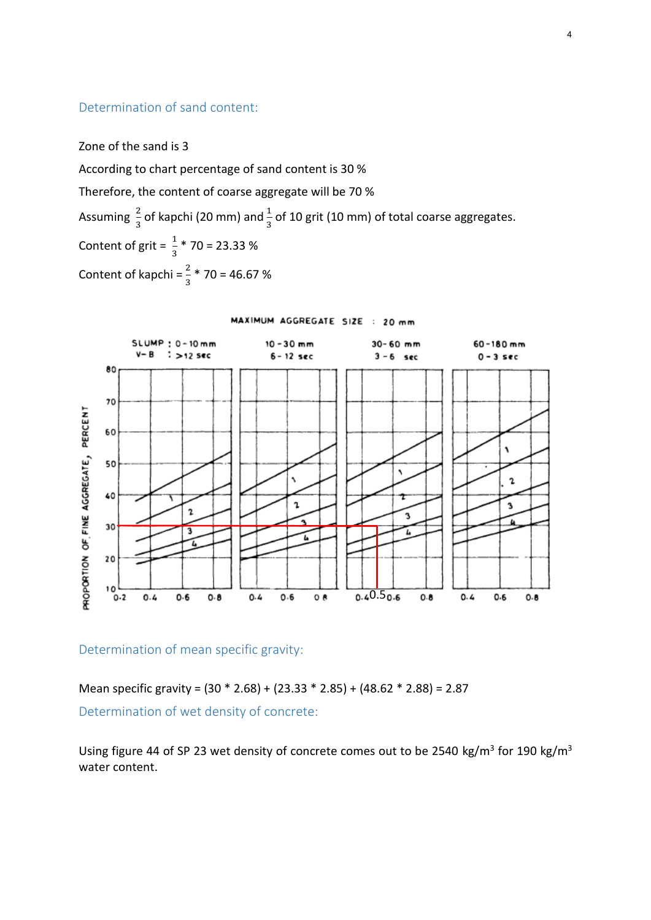### Determination of sand content:

Zone of the sand is 3

According to chart percentage of sand content is 30 %

Therefore, the content of coarse aggregate will be 70 %

Assuming $\frac{2}{3}$ of kapchi (20 mm) and $\frac{1}{3}$ of 10 grit (10 mm) of total coarse aggregates.

Content of grit = $\frac{1}{3}$ * 70 = 23.33 %

Content of kapchi = $\frac{2}{3}$ * 70 = 46.67 %

### Determination of mean specific gravity:

Mean specific gravity = (30 * 2.68) + (23.33 * 2.85) + (48.62 * 2.88) = 2.87

### Determination of wet density of concrete:

Using figure 44 of SP 23 wet density of concrete comes out to be 2540 kg/m$^3$ for 190 kg/m$^3$ water content.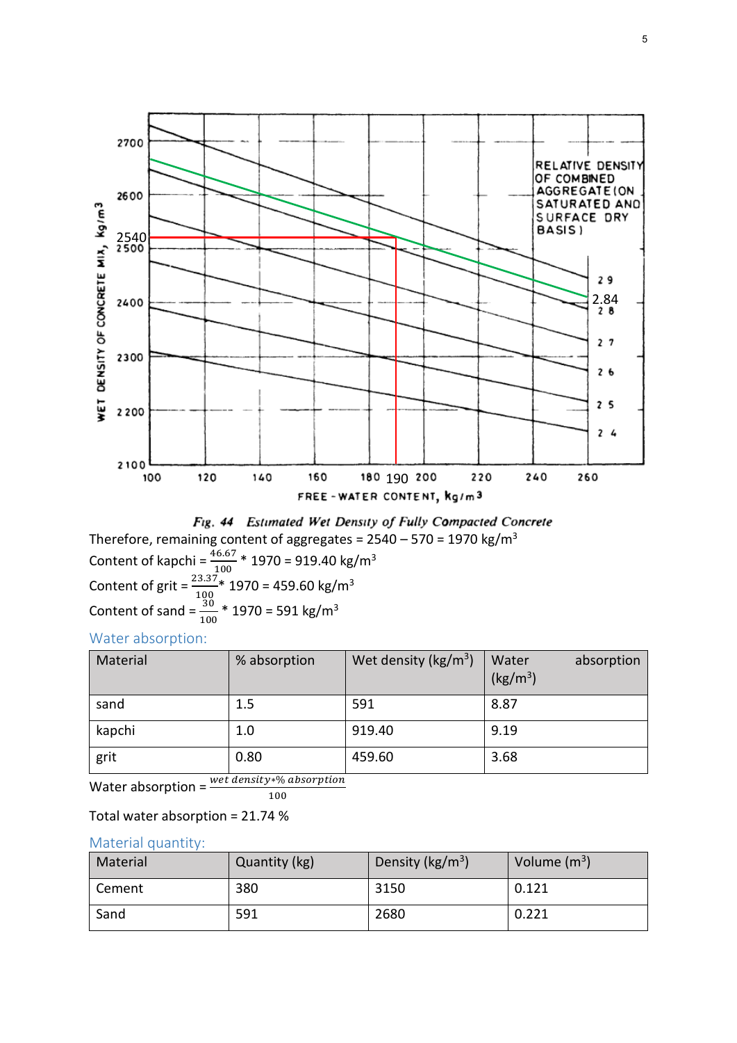Fig. 44 Estimated Wet Density of Fully Compacted Concrete

Therefore, remaining content of aggregates = 2540 – 570 = 1970 kg/m$^3$

Content of kapchi = $\frac{46.67}{100}$ * 1970 = 919.40 kg/m$^3$

Content of grit = $\frac{23.37}{100}$* 1970 = 459.60 kg/m$^3$

Content of sand = $\frac{30}{100}$ * 1970 = 591 kg/m$^3$

## Water absorption:

| Material | % absorption | Wet density (kg/m$^3$) | Water absorption (kg/m$^3$) |
|---|---|---|---|
| sand | 1.5 | 591 | 8.87 |
| kapchi | 1.0 | 919.40 | 9.19 |
| grit | 0.80 | 459.60 | 3.68 |

Water absorption = $\frac{wet\ density * \%\ absorption}{100}$

Total water absorption = 21.74 %

## Material quantity:

| Material | Quantity (kg) | Density (kg/m$^3$) | Volume (m$^3$) |
|---|---|---|---|
| Cement | 380 | 3150 | 0.121 |
| Sand | 591 | 2680 | 0.221 |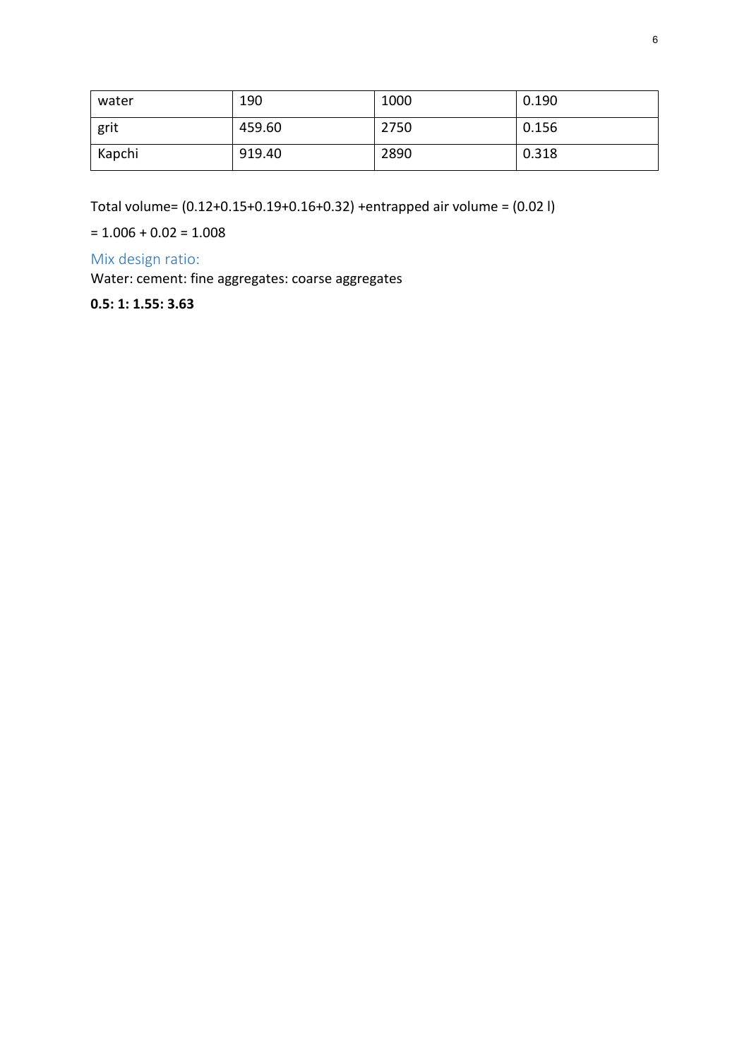| | | | |
|---|---|---|---|
| water | 190 | 1000 | 0.190 |
| grit | 459.60 | 2750 | 0.156 |
| Kapchi | 919.40 | 2890 | 0.318 |

Total volume= (0.12+0.15+0.19+0.16+0.32) +entrapped air volume = (0.02 l)

= 1.006 + 0.02 = 1.008

### Mix design ratio:

Water: cement: fine aggregates: coarse aggregates

**0.5: 1: 1.55: 3.63**